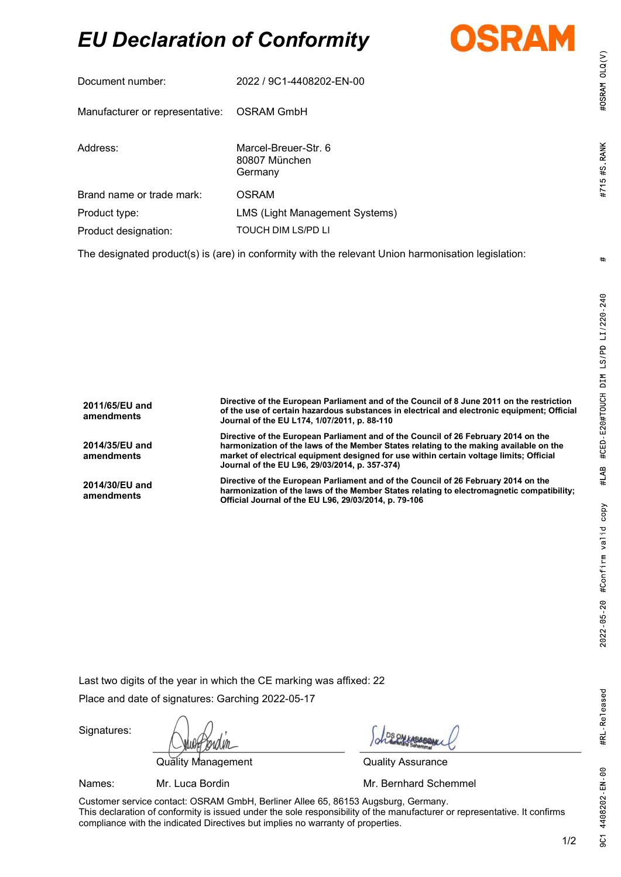# *EU Declaration of Conformity*

OSRAM

| | |
|---|---|
| Document number: | 2022 / 9C1-4408202-EN-00 |
| Manufacturer or representative: | OSRAM GmbH |
| Address: | Marcel-Breuer-Str. 6<br>80807 München<br>Germany |
| Brand name or trade mark: | OSRAM |
| Product type: | LMS (Light Management Systems) |
| Product designation: | TOUCH DIM LS/PD LI |

The designated product(s) is (are) in conformity with the relevant Union harmonisation legislation:

| | |
|---|---|
| **2011/65/EU and amendments** | **Directive of the European Parliament and of the Council of 8 June 2011 on the restriction of the use of certain hazardous substances in electrical and electronic equipment; Official Journal of the EU L174, 1/07/2011, p. 88-110** |
| **2014/35/EU and amendments** | **Directive of the European Parliament and of the Council of 26 February 2014 on the harmonization of the laws of the Member States relating to the making available on the market of electrical equipment designed for use within certain voltage limits; Official Journal of the EU L96, 29/03/2014, p. 357-374)** |
| **2014/30/EU and amendments** | **Directive of the European Parliament and of the Council of 26 February 2014 on the harmonization of the laws of the Member States relating to electromagnetic compatibility; Official Journal of the EU L96, 29/03/2014, p. 79-106** |

Last two digits of the year in which the CE marking was affixed: 22

Place and date of signatures: Garching 2022-05-17

Signatures:

| | Quality Management | Quality Assurance |
|---|---|---|
| Names: | Mr. Luca Bordin | Mr. Bernhard Schemmel |

Customer service contact: OSRAM GmbH, Berliner Allee 65, 86153 Augsburg, Germany.
This declaration of conformity is issued under the sole responsibility of the manufacturer or representative. It confirms compliance with the indicated Directives but implies no warranty of properties.

9C1 4408202-EN-00 #RL-Released 2022-05-20 #Confirm valid copy #LAB #CED-E20#TOUCH DIM LS/PD LI/220-240 # #715 #S.RANK #OSRAM OLQ(V)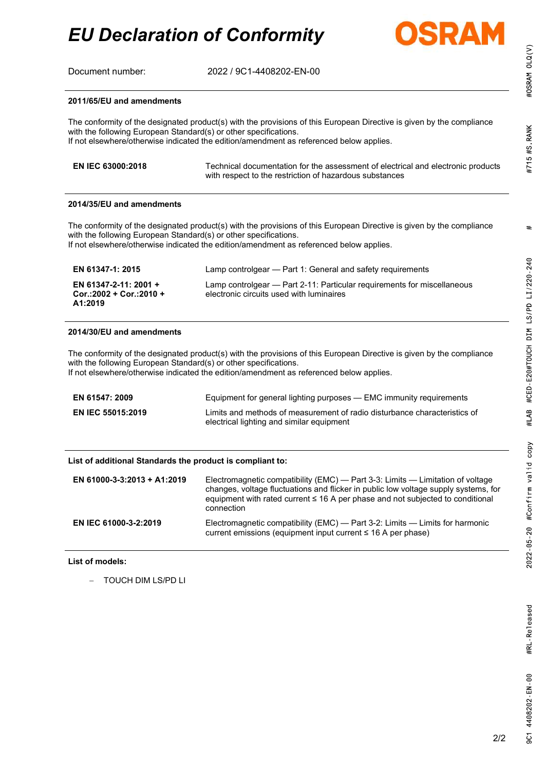# EU Declaration of Conformity

OSRAM

Document number: 2022 / 9C1-4408202-EN-00

**2011/65/EU and amendments**

The conformity of the designated product(s) with the provisions of this European Directive is given by the compliance with the following European Standard(s) or other specifications.
If not elsewhere/otherwise indicated the edition/amendment as referenced below applies.

| | |
|---|---|
| **EN IEC 63000:2018** | Technical documentation for the assessment of electrical and electronic products with respect to the restriction of hazardous substances |

**2014/35/EU and amendments**

The conformity of the designated product(s) with the provisions of this European Directive is given by the compliance with the following European Standard(s) or other specifications.
If not elsewhere/otherwise indicated the edition/amendment as referenced below applies.

| | |
|---|---|
| **EN 61347-1: 2015** | Lamp controlgear — Part 1: General and safety requirements |
| **EN 61347-2-11: 2001 + Cor.:2002 + Cor.:2010 + A1:2019** | Lamp controlgear — Part 2-11: Particular requirements for miscellaneous electronic circuits used with luminaires |

**2014/30/EU and amendments**

The conformity of the designated product(s) with the provisions of this European Directive is given by the compliance with the following European Standard(s) or other specifications.
If not elsewhere/otherwise indicated the edition/amendment as referenced below applies.

| | |
|---|---|
| **EN 61547: 2009** | Equipment for general lighting purposes — EMC immunity requirements |
| **EN IEC 55015:2019** | Limits and methods of measurement of radio disturbance characteristics of electrical lighting and similar equipment |

**List of additional Standards the product is compliant to:**

| | |
|---|---|
| **EN 61000-3-3:2013 + A1:2019** | Electromagnetic compatibility (EMC) — Part 3-3: Limits — Limitation of voltage changes, voltage fluctuations and flicker in public low voltage supply systems, for equipment with rated current ≤ 16 A per phase and not subjected to conditional connection |
| **EN IEC 61000-3-2:2019** | Electromagnetic compatibility (EMC) — Part 3-2: Limits — Limits for harmonic current emissions (equipment input current ≤ 16 A per phase) |

**List of models:**

- TOUCH DIM LS/PD LI